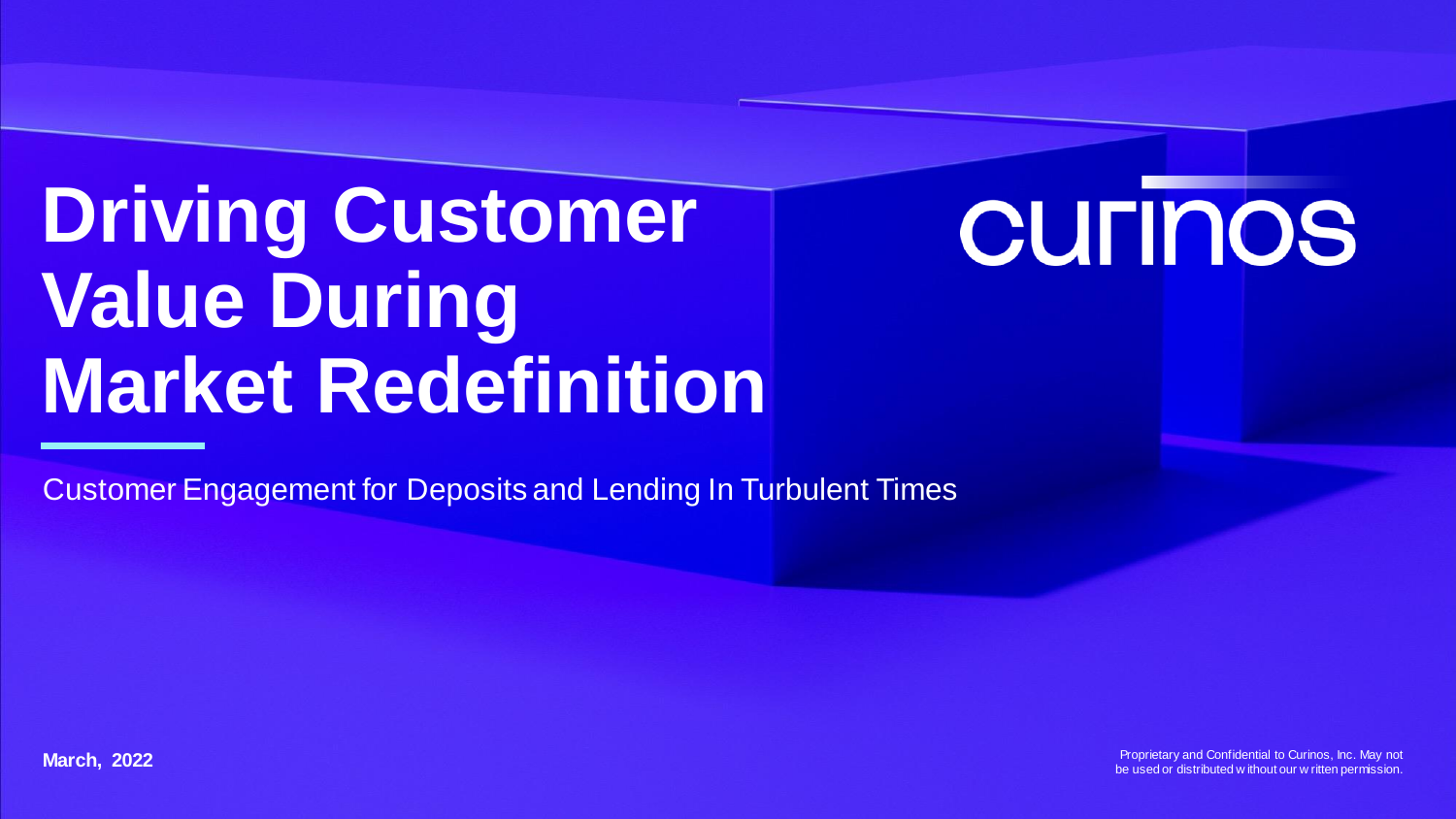# Driving Customer Value During Market Redefinition

curinos

Customer Engagement for Deposits and Lending In Turbulent Times

**March, 2022**

Proprietary and Confidential to Curinos, Inc. May not be used or distributed without our written permission.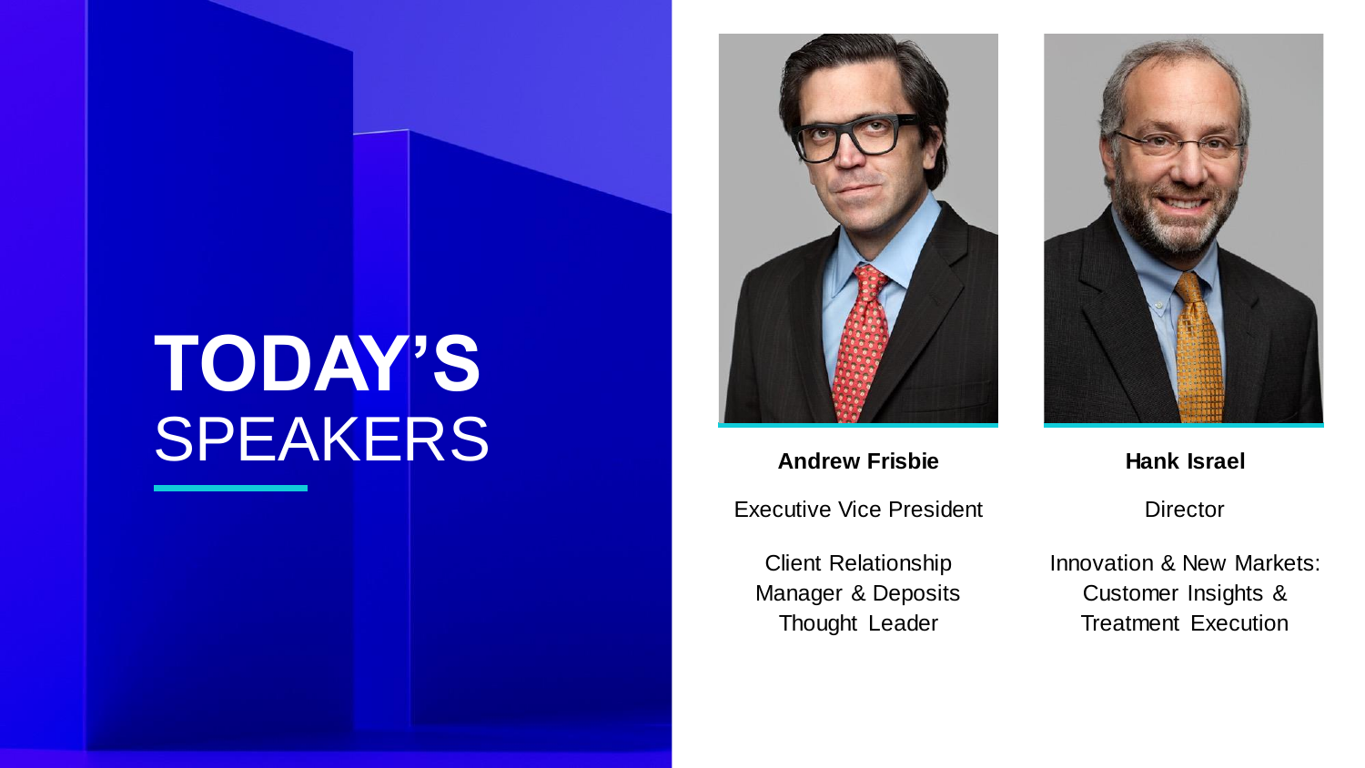# TODAY'S SPEAKERS

**Andrew Frisbie**

Executive Vice President

Client Relationship Manager & Deposits Thought Leader

**Hank Israel**

Director

Innovation & New Markets: Customer Insights & Treatment Execution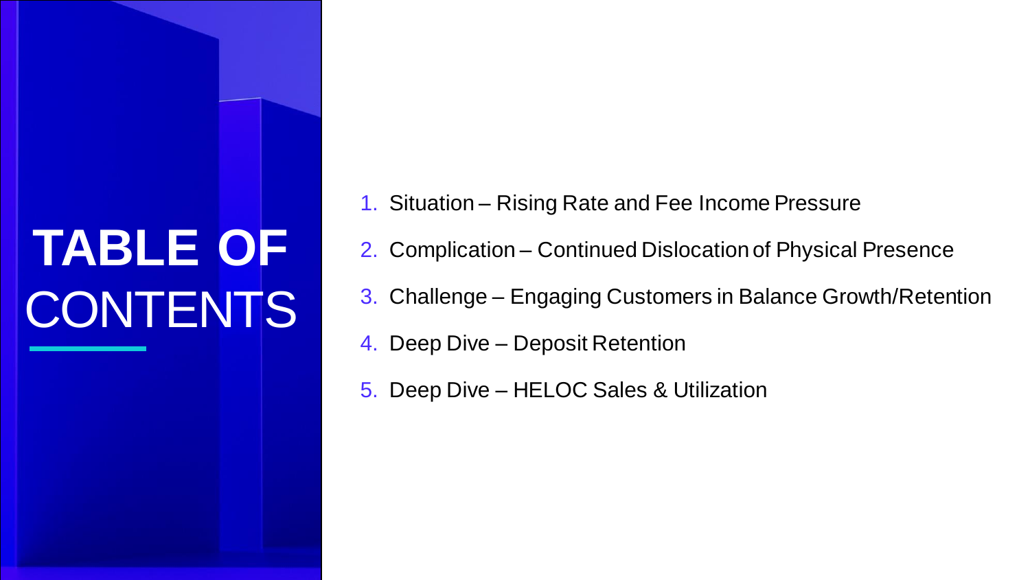# TABLE OF CONTENTS

1. Situation – Rising Rate and Fee Income Pressure
2. Complication – Continued Dislocation of Physical Presence
3. Challenge – Engaging Customers in Balance Growth/Retention
4. Deep Dive – Deposit Retention
5. Deep Dive – HELOC Sales & Utilization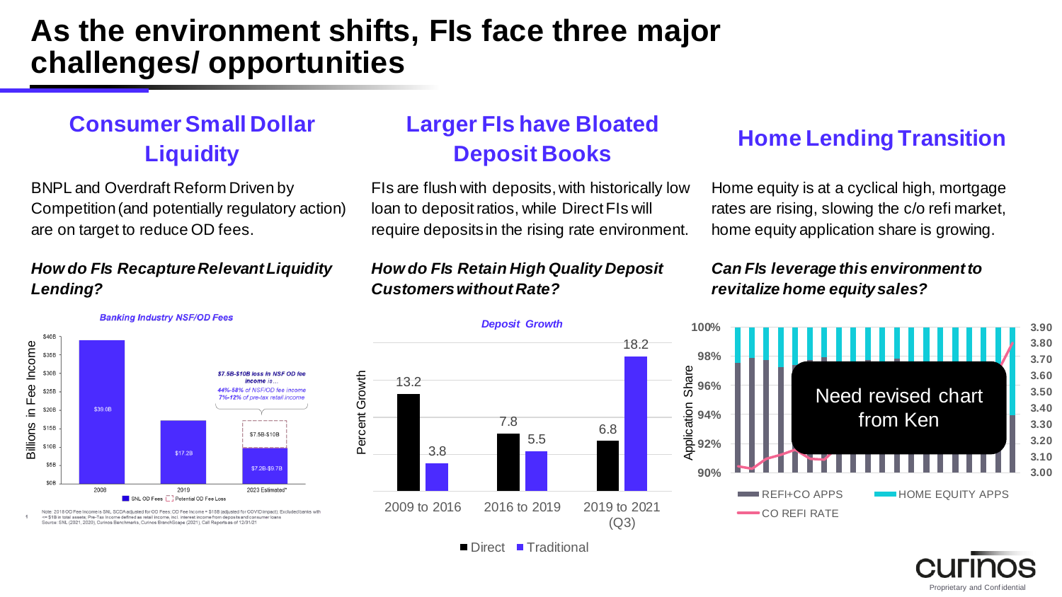# As the environment shifts, FIs face three major challenges/ opportunities

## Consumer Small Dollar Liquidity

BNPL and Overdraft Reform Driven by Competition (and potentially regulatory action) are on target to reduce OD fees.

***How do FIs Recapture Relevant Liquidity Lending?***

**Banking Industry NSF/OD Fees**

| | SNL OD Fees | Potential OD Fee Loss |
|---|---|---|
| 2008 | $39.0B | |
| 2019 | $17.2B | |
| 2023 Estimated* | $7.2B-$9.7B | $7.5B-$10B |

*$7.5B-$10B loss in NSF OD fee income is… 44%-58% of NSF/OD fee income; 7%-12% of pre-tax retail income*

Note: 2018 OD Fee Income is SNL SCDA adjusted for OD Fees; CO Fee Income = $15B (adjusted for COVID impact); Excluded banks with <= $1B in total assets; Pre-Tax Income defined as retail income, incl. interest income from deposits and consumer loans
Source: SNL (2021, 2020); Curinos Benchmarks, Curinos BranchScape (2021), Call Reports as of 12/31/21

## Larger FIs have Bloated Deposit Books

FIs are flush with deposits, with historically low loan to deposit ratios, while Direct FIs will require deposits in the rising rate environment.

***How do FIs Retain High Quality Deposit Customers without Rate?***

**Deposit Growth** (Percent Growth)

| Period | Direct | Traditional |
|---|---|---|
| 2009 to 2016 | 13.2 | 3.8 |
| 2016 to 2019 | 7.8 | 5.5 |
| 2019 to 2021 (Q3) | 6.8 | 18.2 |

## Home Lending Transition

Home equity is at a cyclical high, mortgage rates are rising, slowing the c/o refi market, home equity application share is growing.

***Can FIs leverage this environment to revitalize home equity sales?***

Application Share (REFI+CO APPS, HOME EQUITY APPS); CO REFI RATE

Need revised chart from Ken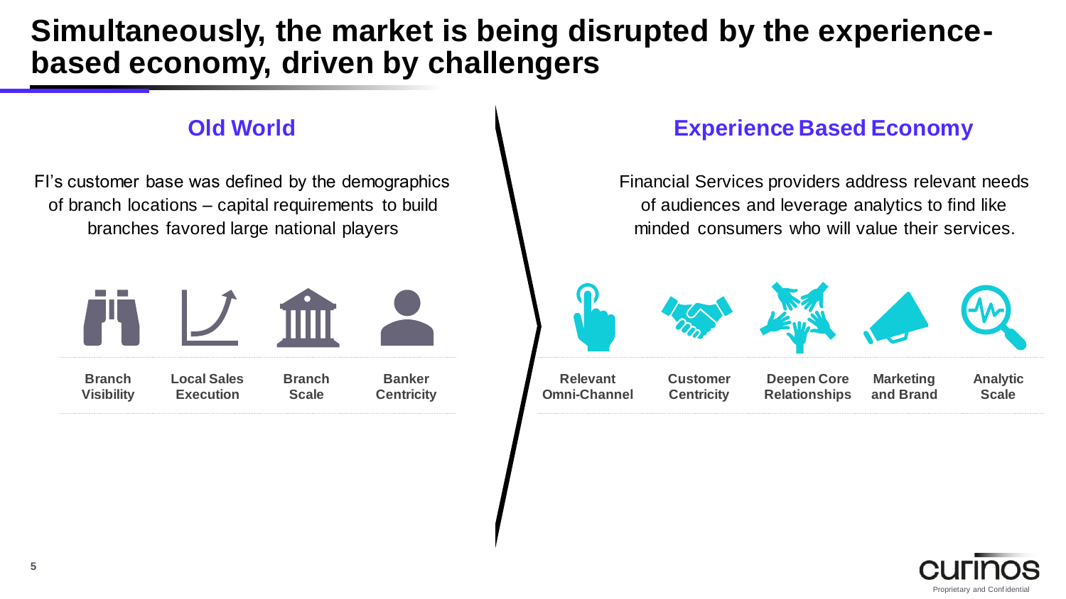# Simultaneously, the market is being disrupted by the experience-based economy, driven by challengers

## Old World

FI's customer base was defined by the demographics of branch locations – capital requirements to build branches favored large national players

- **Branch Visibility**
- **Local Sales Execution**
- **Branch Scale**
- **Banker Centricity**

## Experience Based Economy

Financial Services providers address relevant needs of audiences and leverage analytics to find like minded consumers who will value their services.

- **Relevant Omni-Channel**
- **Customer Centricity**
- **Deepen Core Relationships**
- **Marketing and Brand**
- **Analytic Scale**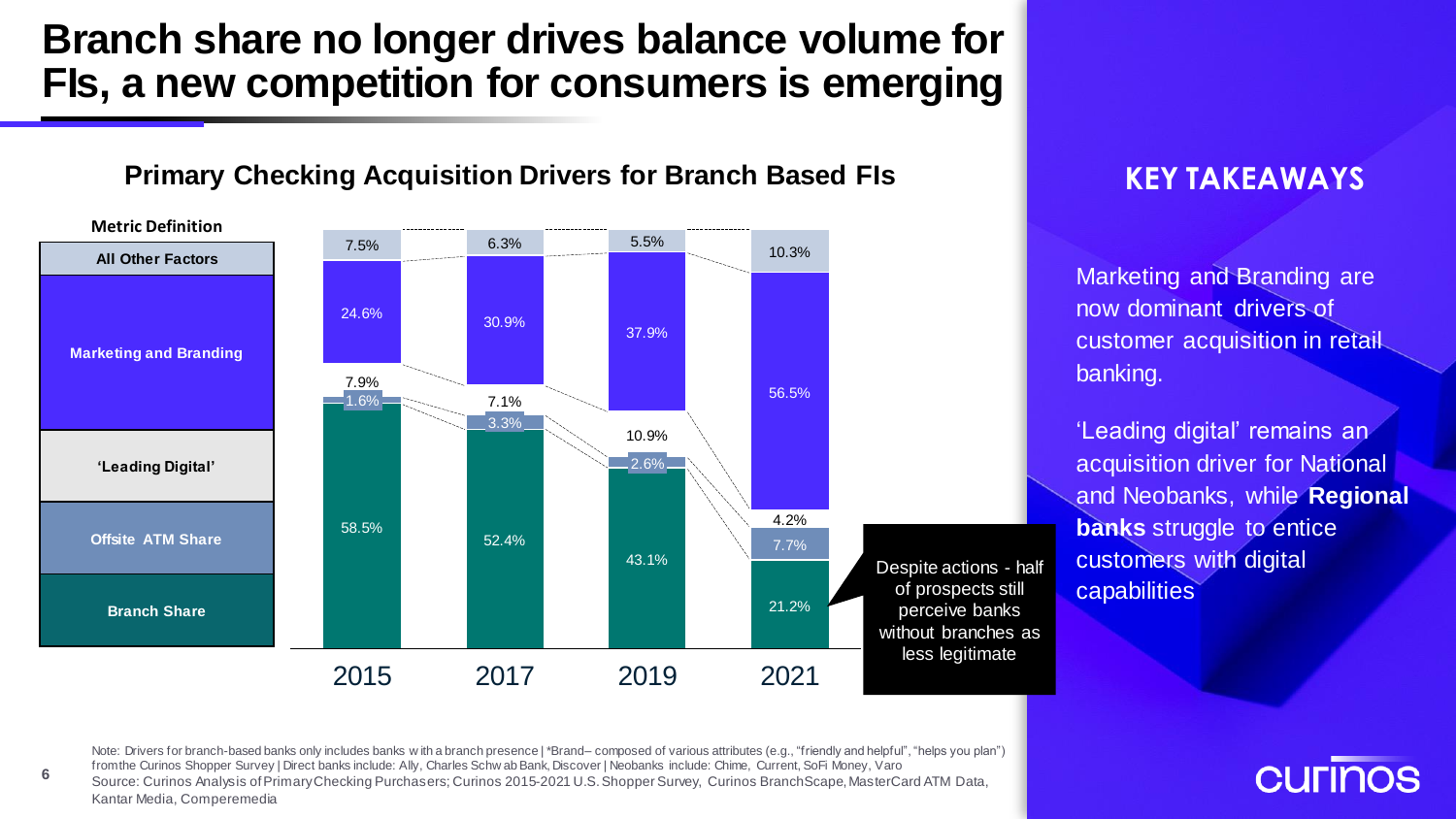# Branch share no longer drives balance volume for FIs, a new competition for consumers is emerging

## Primary Checking Acquisition Drivers for Branch Based FIs

| Metric Definition | 2015 | 2017 | 2019 | 2021 |
|---|---|---|---|---|
| All Other Factors | 7.5% | 6.3% | 5.5% | 10.3% |
| Marketing and Branding | 24.6% | 30.9% | 37.9% | 56.5% |
| 'Leading Digital' | 7.9% | 7.1% | 10.9% | 4.2% |
| Offsite ATM Share | 1.6% | 3.3% | 2.6% | 7.7% |
| Branch Share | 58.5% | 52.4% | 43.1% | 21.2% |

Despite actions - half of prospects still perceive banks without branches as less legitimate

## KEY TAKEAWAYS

Marketing and Branding are now dominant drivers of customer acquisition in retail banking.

'Leading digital' remains an acquisition driver for National and Neobanks, while **Regional banks** struggle to entice customers with digital capabilities

Note: Drivers for branch-based banks only includes banks with a branch presence | *Brand– composed of various attributes (e.g., "friendly and helpful", "helps you plan") from the Curinos Shopper Survey | Direct banks include: Ally, Charles Schwab Bank, Discover | Neobanks include: Chime, Current, SoFi Money, Varo
Source: Curinos Analysis of Primary Checking Purchasers; Curinos 2015-2021 U.S. Shopper Survey, Curinos BranchScape, MasterCard ATM Data, Kantar Media, Comperemedia

curinos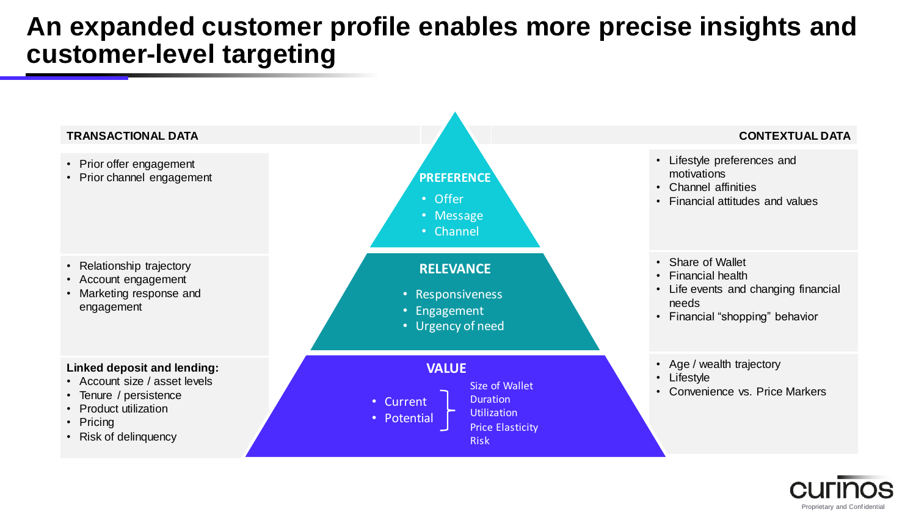# An expanded customer profile enables more precise insights and customer-level targeting

| TRANSACTIONAL DATA | | CONTEXTUAL DATA |
|---|---|---|
| • Prior offer engagement<br>• Prior channel engagement | **PREFERENCE**<br>• Offer<br>• Message<br>• Channel | • Lifestyle preferences and motivations<br>• Channel affinities<br>• Financial attitudes and values |
| • Relationship trajectory<br>• Account engagement<br>• Marketing response and engagement | **RELEVANCE**<br>• Responsiveness<br>• Engagement<br>• Urgency of need | • Share of Wallet<br>• Financial health<br>• Life events and changing financial needs<br>• Financial "shopping" behavior |
| **Linked deposit and lending:**<br>• Account size / asset levels<br>• Tenure / persistence<br>• Product utilization<br>• Pricing<br>• Risk of delinquency | **VALUE**<br>• Current<br>• Potential<br>} Size of Wallet, Duration, Utilization, Price Elasticity, Risk | • Age / wealth trajectory<br>• Lifestyle<br>• Convenience vs. Price Markers |

Proprietary and Confidential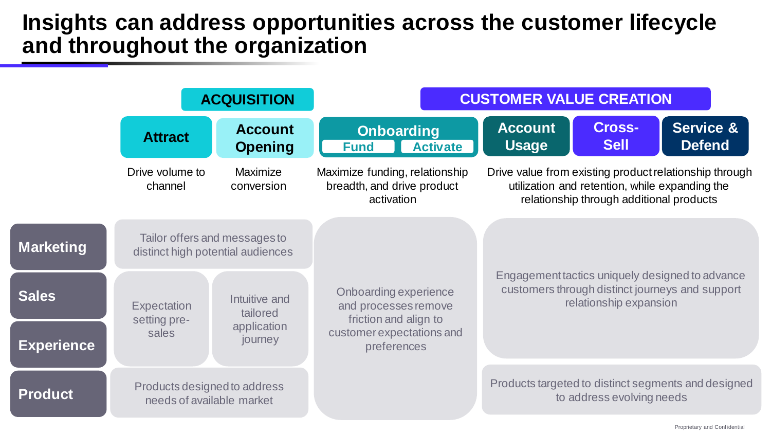# Insights can address opportunities across the customer lifecycle and throughout the organization

| | ACQUISITION | | | CUSTOMER VALUE CREATION | | |
|---|---|---|---|---|---|---|
| | **Attract** | **Account Opening** | **Onboarding** (Fund / Activate) | **Account Usage** | **Cross-Sell** | **Service & Defend** |
| | Drive volume to channel | Maximize conversion | Maximize funding, relationship breadth, and drive product activation | Drive value from existing product relationship through utilization and retention, while expanding the relationship through additional products | | |
| **Marketing** | Tailor offers and messages to distinct high potential audiences | | Onboarding experience and processes remove friction and align to customer expectations and preferences | Engagement tactics uniquely designed to advance customers through distinct journeys and support relationship expansion | | |
| **Sales** | Expectation setting pre-sales | Intuitive and tailored application journey | Onboarding experience and processes remove friction and align to customer expectations and preferences | Engagement tactics uniquely designed to advance customers through distinct journeys and support relationship expansion | | |
| **Experience** | Expectation setting pre-sales | Intuitive and tailored application journey | Onboarding experience and processes remove friction and align to customer expectations and preferences | Engagement tactics uniquely designed to advance customers through distinct journeys and support relationship expansion | | |
| **Product** | Products designed to address needs of available market | | Onboarding experience and processes remove friction and align to customer expectations and preferences | Products targeted to distinct segments and designed to address evolving needs | | |

Proprietary and Confidential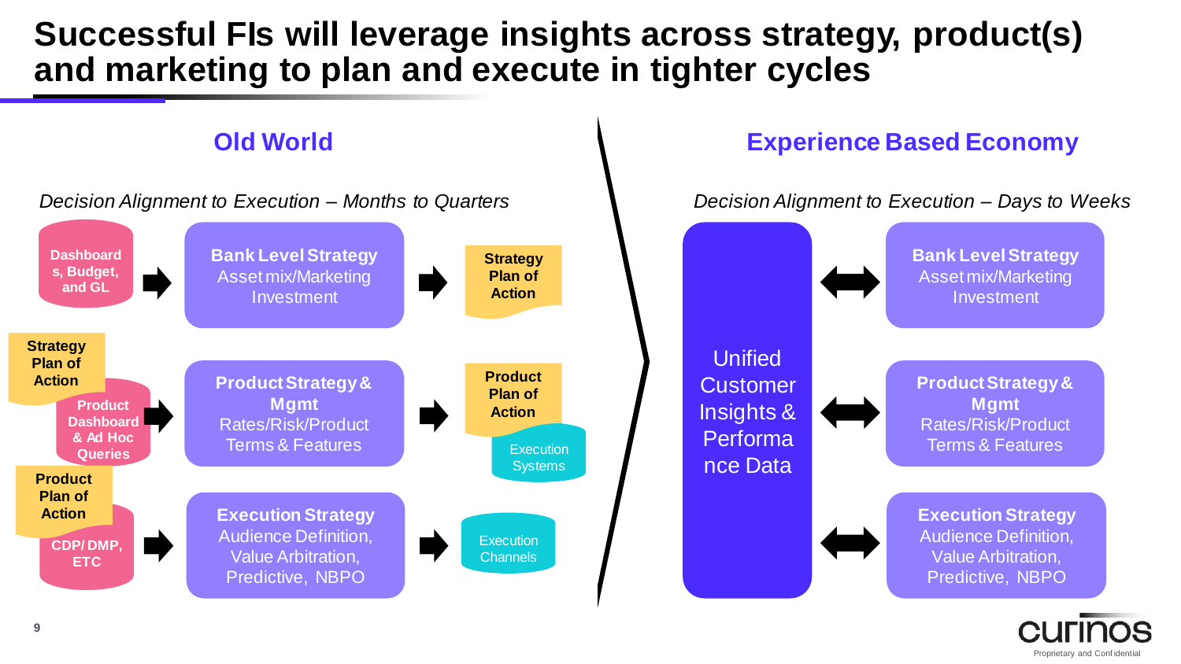# Successful FIs will leverage insights across strategy, product(s) and marketing to plan and execute in tighter cycles

## Old World

*Decision Alignment to Execution – Months to Quarters*

- **Dashboards, Budget, and GL** → **Bank Level Strategy** Asset mix/Marketing Investment → **Strategy Plan of Action**
- **Strategy Plan of Action** / **Product Dashboard & Ad Hoc Queries** → **Product Strategy & Mgmt** Rates/Risk/Product Terms & Features → **Product Plan of Action** / Execution Systems
- **Product Plan of Action** / **CDP/ DMP, ETC** → **Execution Strategy** Audience Definition, Value Arbitration, Predictive, NBPO → Execution Channels

## Experience Based Economy

*Decision Alignment to Execution – Days to Weeks*

Unified Customer Insights & Performance Data ↔

- **Bank Level Strategy** Asset mix/Marketing Investment
- **Product Strategy & Mgmt** Rates/Risk/Product Terms & Features
- **Execution Strategy** Audience Definition, Value Arbitration, Predictive, NBPO

curinos

Proprietary and Confidential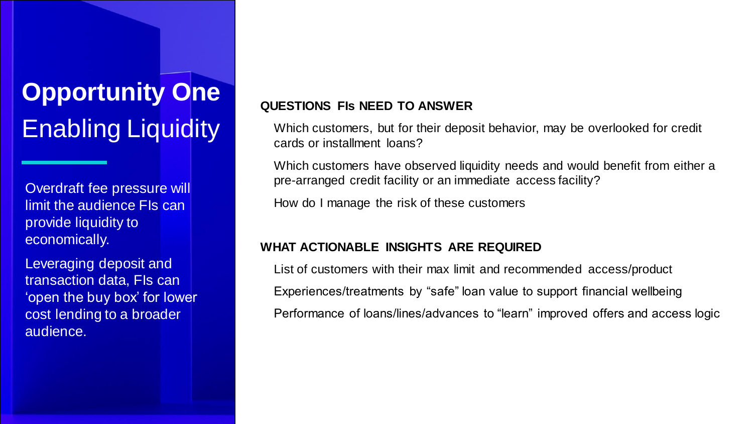# **Opportunity One** Enabling Liquidity

Overdraft fee pressure will limit the audience FIs can provide liquidity to economically.

Leveraging deposit and transaction data, FIs can 'open the buy box' for lower cost lending to a broader audience.

**QUESTIONS FIs NEED TO ANSWER**

- Which customers, but for their deposit behavior, may be overlooked for credit cards or installment loans?
- Which customers have observed liquidity needs and would benefit from either a pre-arranged credit facility or an immediate access facility?
- How do I manage the risk of these customers

**WHAT ACTIONABLE INSIGHTS ARE REQUIRED**

- List of customers with their max limit and recommended access/product
- Experiences/treatments by "safe" loan value to support financial wellbeing
- Performance of loans/lines/advances to "learn" improved offers and access logic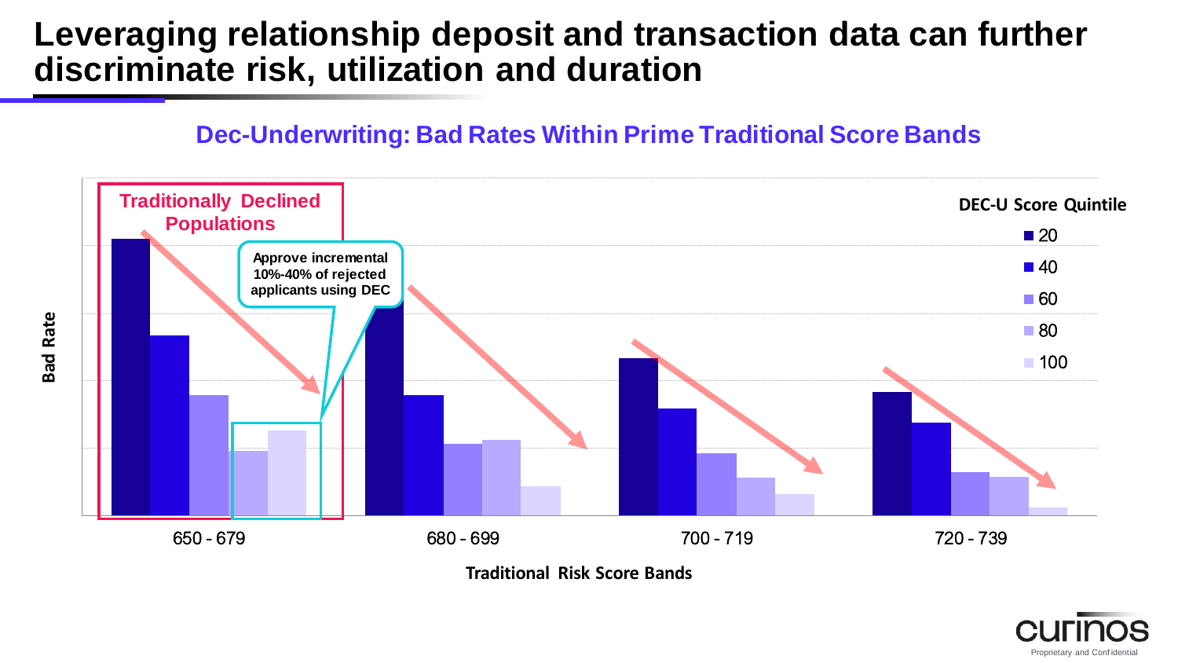# Leveraging relationship deposit and transaction data can further discriminate risk, utilization and duration

## Dec-Underwriting: Bad Rates Within Prime Traditional Score Bands

**Traditionally Declined Populations**

Approve incremental 10%-40% of rejected applicants using DEC

DEC-U Score Quintile: 20, 40, 60, 80, 100

Bad Rate

Traditional Risk Score Bands: 650 - 679, 680 - 699, 700 - 719, 720 - 739

Proprietary and Confidential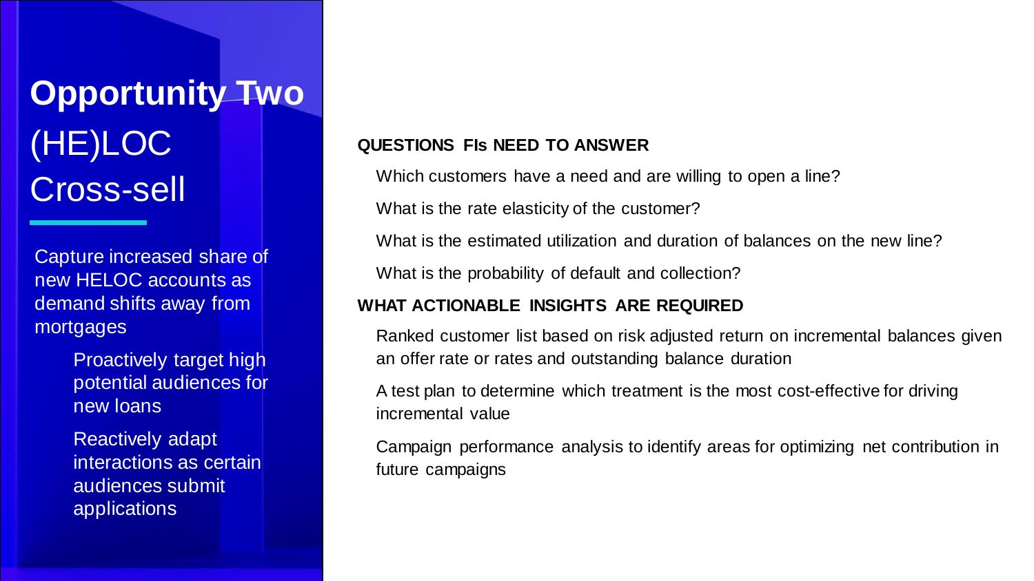# Opportunity Two (HE)LOC Cross-sell

Capture increased share of new HELOC accounts as demand shifts away from mortgages

- Proactively target high potential audiences for new loans
- Reactively adapt interactions as certain audiences submit applications

**QUESTIONS FIs NEED TO ANSWER**

- Which customers have a need and are willing to open a line?
- What is the rate elasticity of the customer?
- What is the estimated utilization and duration of balances on the new line?
- What is the probability of default and collection?

**WHAT ACTIONABLE INSIGHTS ARE REQUIRED**

- Ranked customer list based on risk adjusted return on incremental balances given an offer rate or rates and outstanding balance duration
- A test plan to determine which treatment is the most cost-effective for driving incremental value
- Campaign performance analysis to identify areas for optimizing net contribution in future campaigns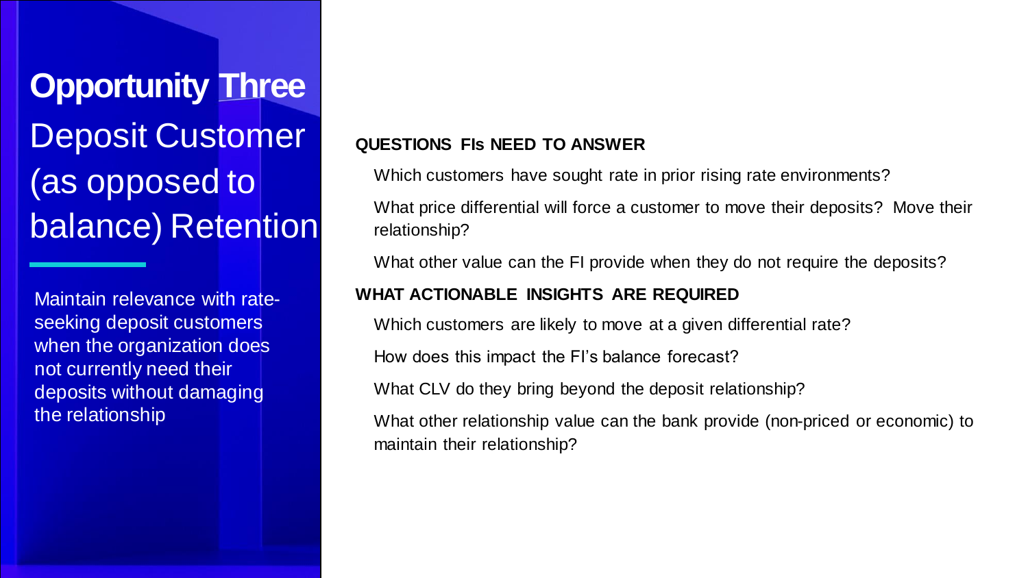# Opportunity Three

## Deposit Customer (as opposed to balance) Retention

Maintain relevance with rate-seeking deposit customers when the organization does not currently need their deposits without damaging the relationship

**QUESTIONS FIs NEED TO ANSWER**

- Which customers have sought rate in prior rising rate environments?
- What price differential will force a customer to move their deposits? Move their relationship?
- What other value can the FI provide when they do not require the deposits?

**WHAT ACTIONABLE INSIGHTS ARE REQUIRED**

- Which customers are likely to move at a given differential rate?
- How does this impact the FI's balance forecast?
- What CLV do they bring beyond the deposit relationship?
- What other relationship value can the bank provide (non-priced or economic) to maintain their relationship?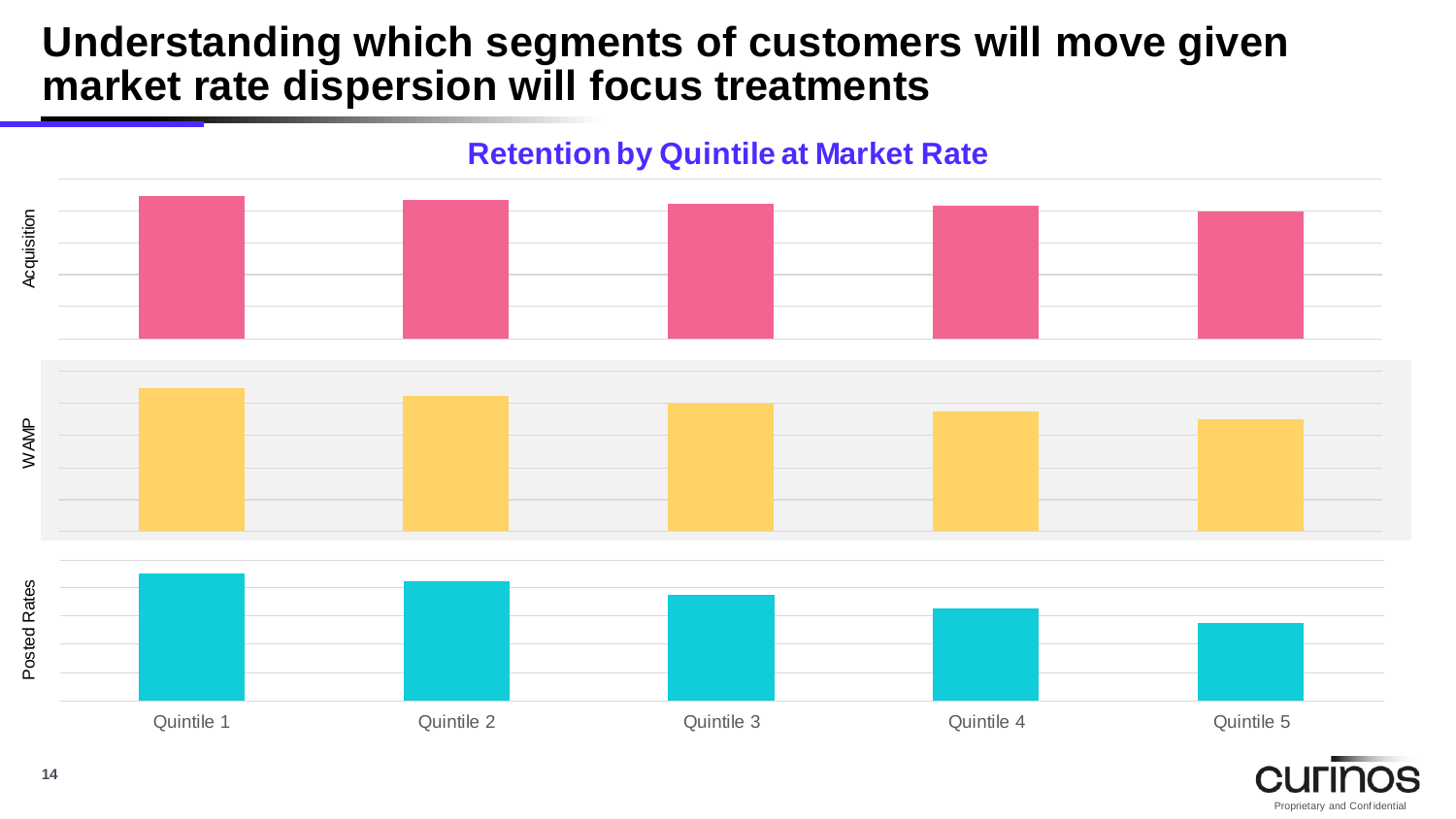# Understanding which segments of customers will move given market rate dispersion will focus treatments

**Retention by Quintile at Market Rate**

Acquisition

WAMP

Posted Rates

Quintile 1 | Quintile 2 | Quintile 3 | Quintile 4 | Quintile 5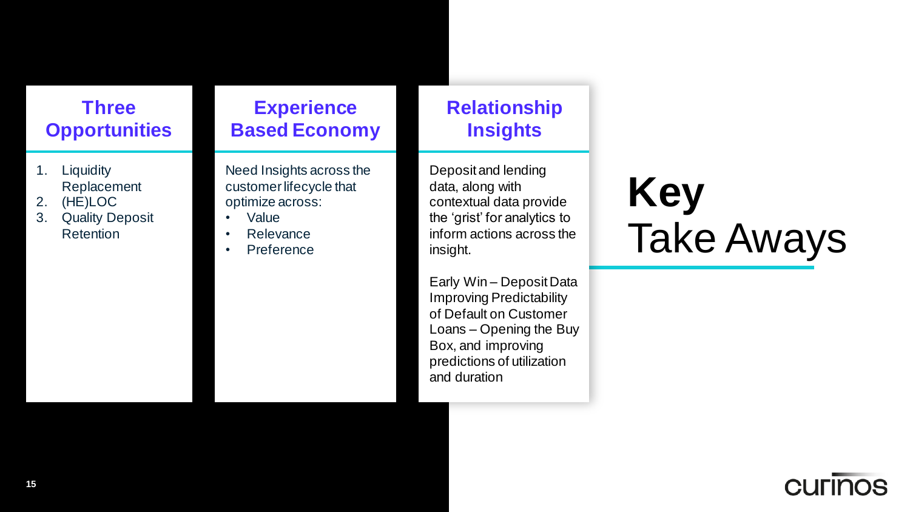# Key Take Aways

## Three Opportunities

1. Liquidity Replacement
2. (HE)LOC
3. Quality Deposit Retention

## Experience Based Economy

Need Insights across the customer lifecycle that optimize across:

- Value
- Relevance
- Preference

## Relationship Insights

Deposit and lending data, along with contextual data provide the 'grist' for analytics to inform actions across the insight.

Early Win – Deposit Data Improving Predictability of Default on Customer Loans – Opening the Buy Box, and improving predictions of utilization and duration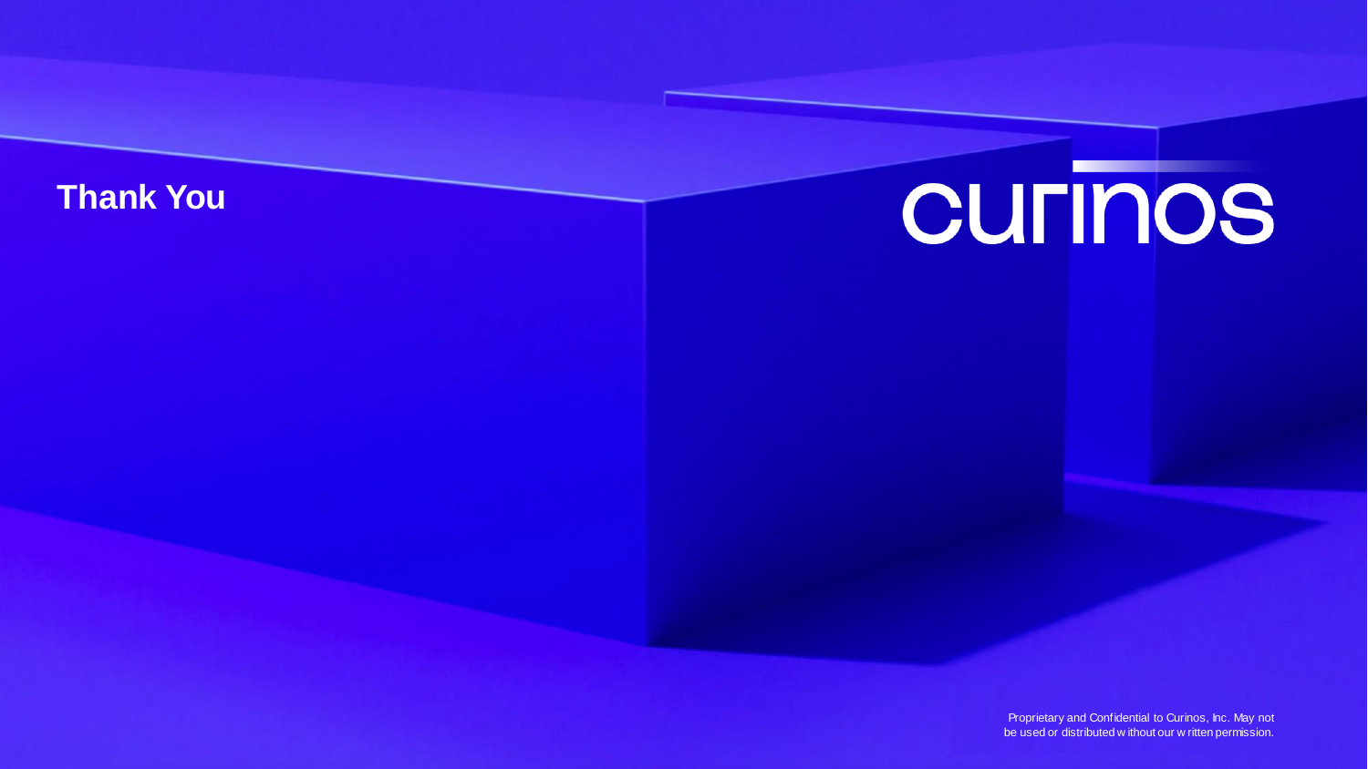# Thank You

curinos

Proprietary and Confidential to Curinos, Inc. May not be used or distributed without our written permission.